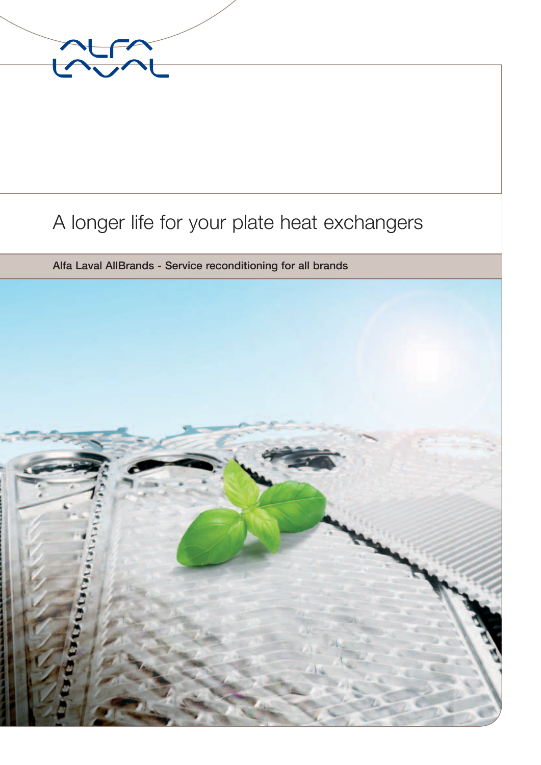# A longer life for your plate heat exchangers

**Alfa Laval AllBrands - Service reconditioning for all brands**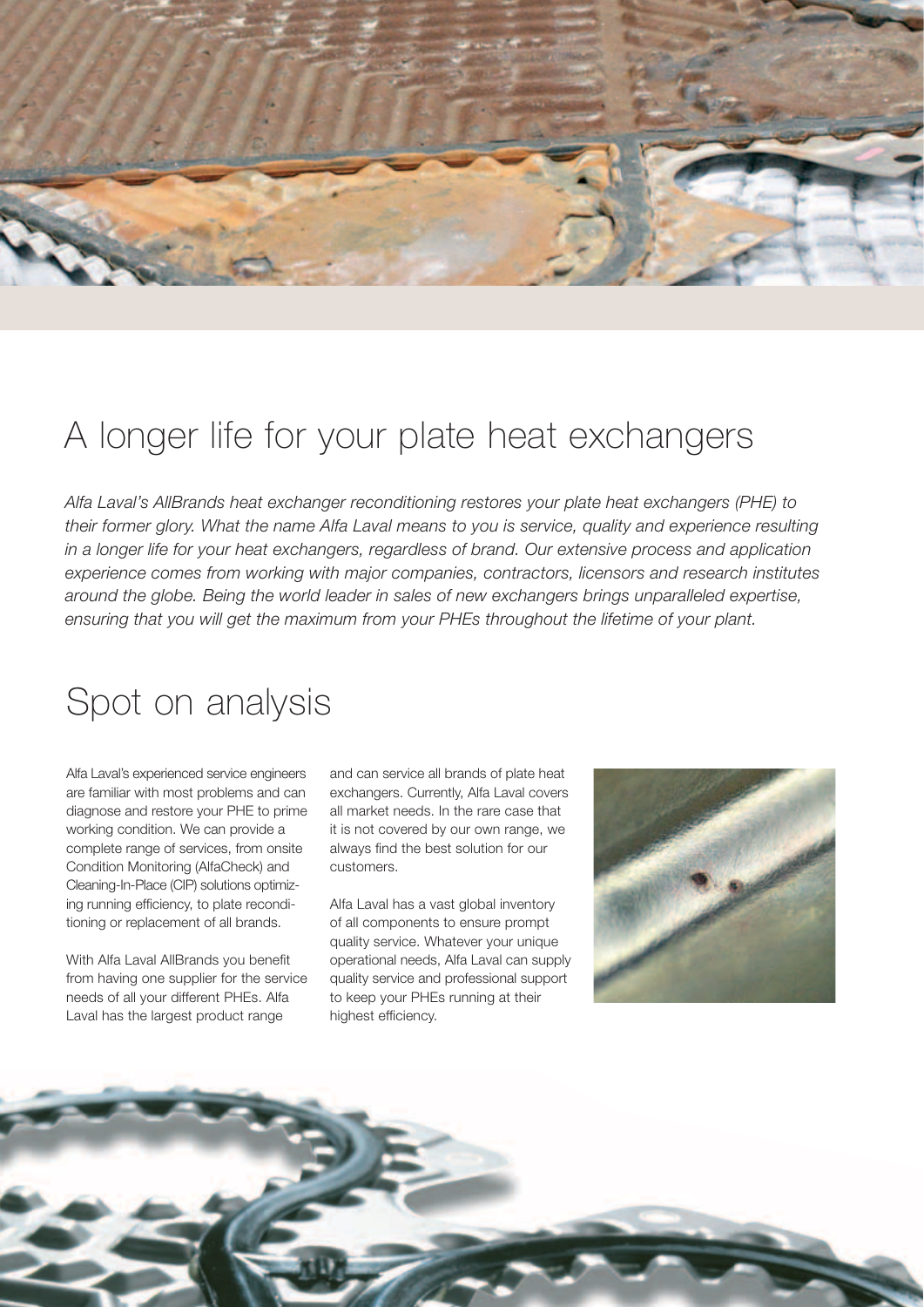# A longer life for your plate heat exchangers

*Alfa Laval's AllBrands heat exchanger reconditioning restores your plate heat exchangers (PHE) to their former glory. What the name Alfa Laval means to you is service, quality and experience resulting in a longer life for your heat exchangers, regardless of brand. Our extensive process and application experience comes from working with major companies, contractors, licensors and research institutes around the globe. Being the world leader in sales of new exchangers brings unparalleled expertise, ensuring that you will get the maximum from your PHEs throughout the lifetime of your plant.*

# Spot on analysis

Alfa Laval's experienced service engineers are familiar with most problems and can diagnose and restore your PHE to prime working condition. We can provide a complete range of services, from onsite Condition Monitoring (AlfaCheck) and Cleaning-In-Place (CIP) solutions optimizing running efficiency, to plate reconditioning or replacement of all brands.

With Alfa Laval AllBrands you benefit from having one supplier for the service needs of all your different PHEs. Alfa Laval has the largest product range and can service all brands of plate heat exchangers. Currently, Alfa Laval covers all market needs. In the rare case that it is not covered by our own range, we always find the best solution for our customers.

Alfa Laval has a vast global inventory of all components to ensure prompt quality service. Whatever your unique operational needs, Alfa Laval can supply quality service and professional support to keep your PHEs running at their highest efficiency.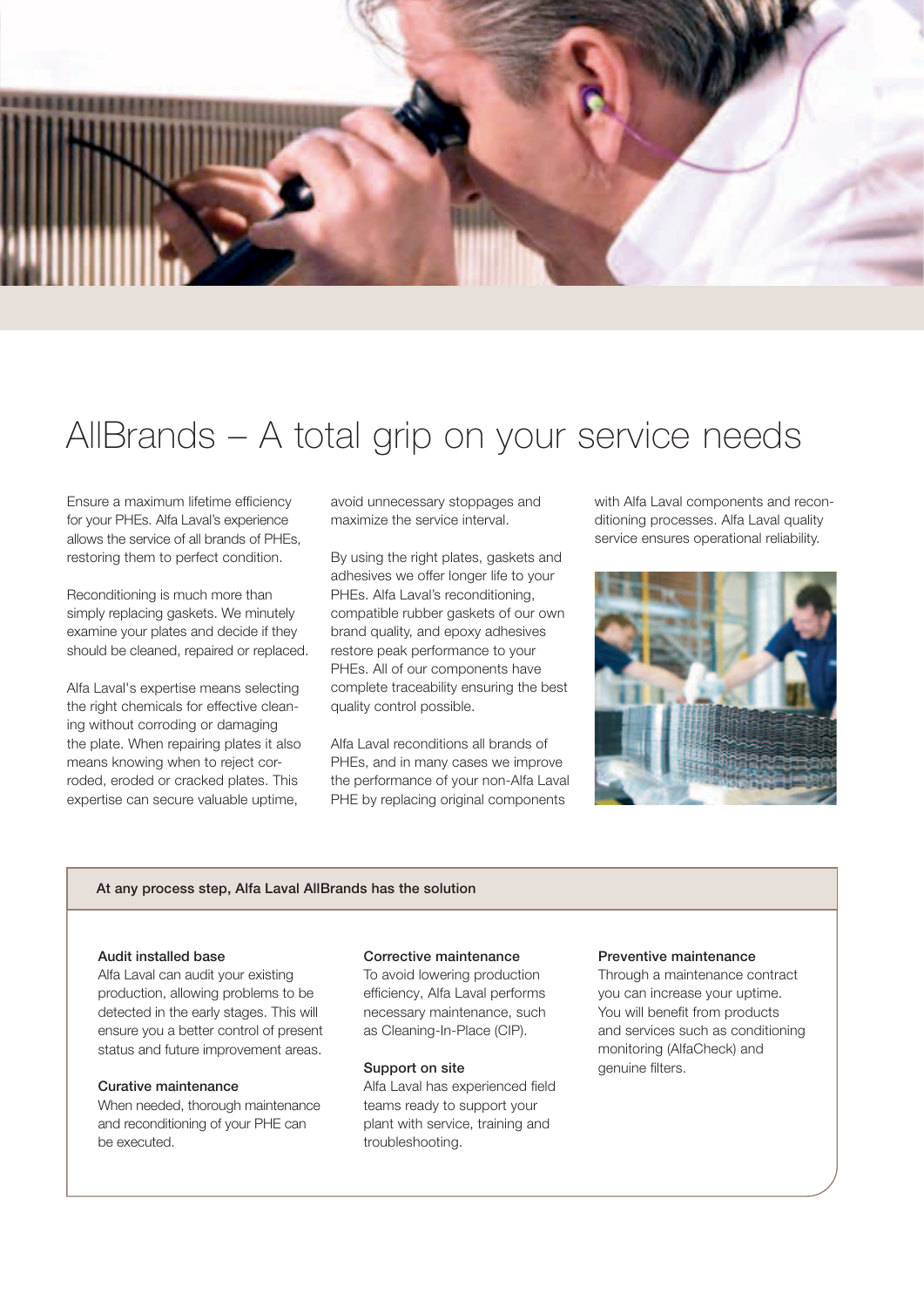# AllBrands – A total grip on your service needs

Ensure a maximum lifetime efficiency for your PHEs. Alfa Laval's experience allows the service of all brands of PHEs, restoring them to perfect condition.

Reconditioning is much more than simply replacing gaskets. We minutely examine your plates and decide if they should be cleaned, repaired or replaced.

Alfa Laval's expertise means selecting the right chemicals for effective cleaning without corroding or damaging the plate. When repairing plates it also means knowing when to reject corroded, eroded or cracked plates. This expertise can secure valuable uptime, avoid unnecessary stoppages and maximize the service interval.

By using the right plates, gaskets and adhesives we offer longer life to your PHEs. Alfa Laval's reconditioning, compatible rubber gaskets of our own brand quality, and epoxy adhesives restore peak performance to your PHEs. All of our components have complete traceability ensuring the best quality control possible.

Alfa Laval reconditions all brands of PHEs, and in many cases we improve the performance of your non-Alfa Laval PHE by replacing original components with Alfa Laval components and reconditioning processes. Alfa Laval quality service ensures operational reliability.

**At any process step, Alfa Laval AllBrands has the solution**

**Audit installed base**
Alfa Laval can audit your existing production, allowing problems to be detected in the early stages. This will ensure you a better control of present status and future improvement areas.

**Curative maintenance**
When needed, thorough maintenance and reconditioning of your PHE can be executed.

**Corrective maintenance**
To avoid lowering production efficiency, Alfa Laval performs necessary maintenance, such as Cleaning-In-Place (CIP).

**Support on site**
Alfa Laval has experienced field teams ready to support your plant with service, training and troubleshooting.

**Preventive maintenance**
Through a maintenance contract you can increase your uptime. You will benefit from products and services such as conditioning monitoring (AlfaCheck) and genuine filters.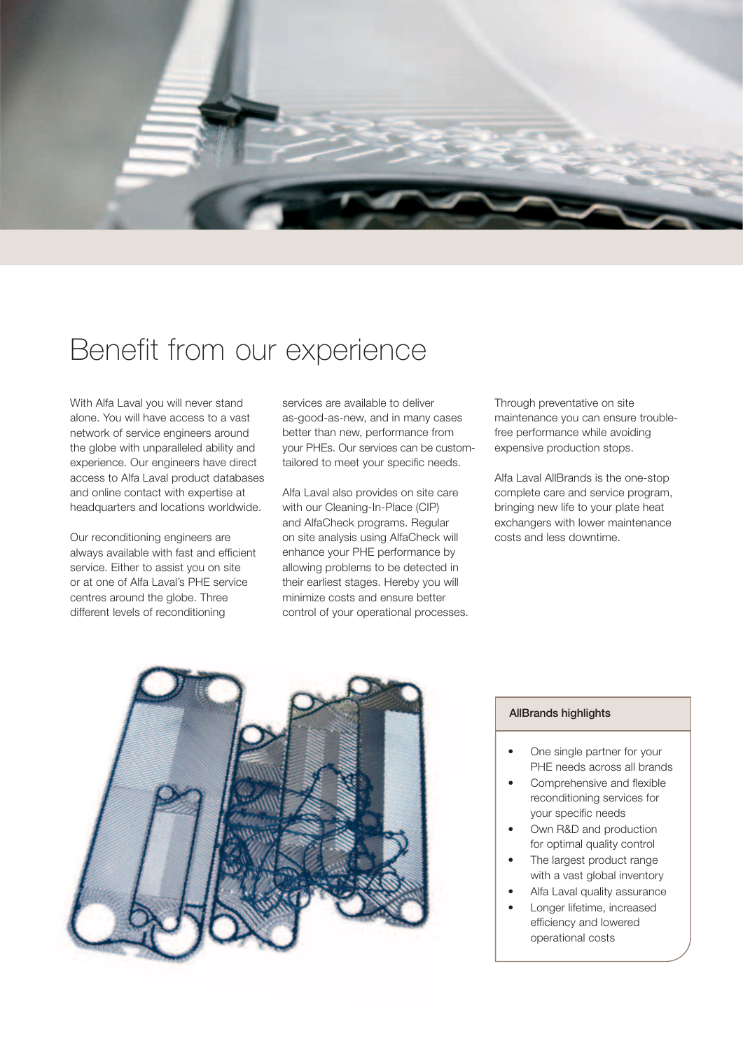# Benefit from our experience

With Alfa Laval you will never stand alone. You will have access to a vast network of service engineers around the globe with unparalleled ability and experience. Our engineers have direct access to Alfa Laval product databases and online contact with expertise at headquarters and locations worldwide.

Our reconditioning engineers are always available with fast and efficient service. Either to assist you on site or at one of Alfa Laval's PHE service centres around the globe. Three different levels of reconditioning services are available to deliver as-good-as-new, and in many cases better than new, performance from your PHEs. Our services can be custom-tailored to meet your specific needs.

Alfa Laval also provides on site care with our Cleaning-In-Place (CIP) and AlfaCheck programs. Regular on site analysis using AlfaCheck will enhance your PHE performance by allowing problems to be detected in their earliest stages. Hereby you will minimize costs and ensure better control of your operational processes.

Through preventative on site maintenance you can ensure trouble-free performance while avoiding expensive production stops.

Alfa Laval AllBrands is the one-stop complete care and service program, bringing new life to your plate heat exchangers with lower maintenance costs and less downtime.

**AllBrands highlights**

- One single partner for your PHE needs across all brands
- Comprehensive and flexible reconditioning services for your specific needs
- Own R&D and production for optimal quality control
- The largest product range with a vast global inventory
- Alfa Laval quality assurance
- Longer lifetime, increased efficiency and lowered operational costs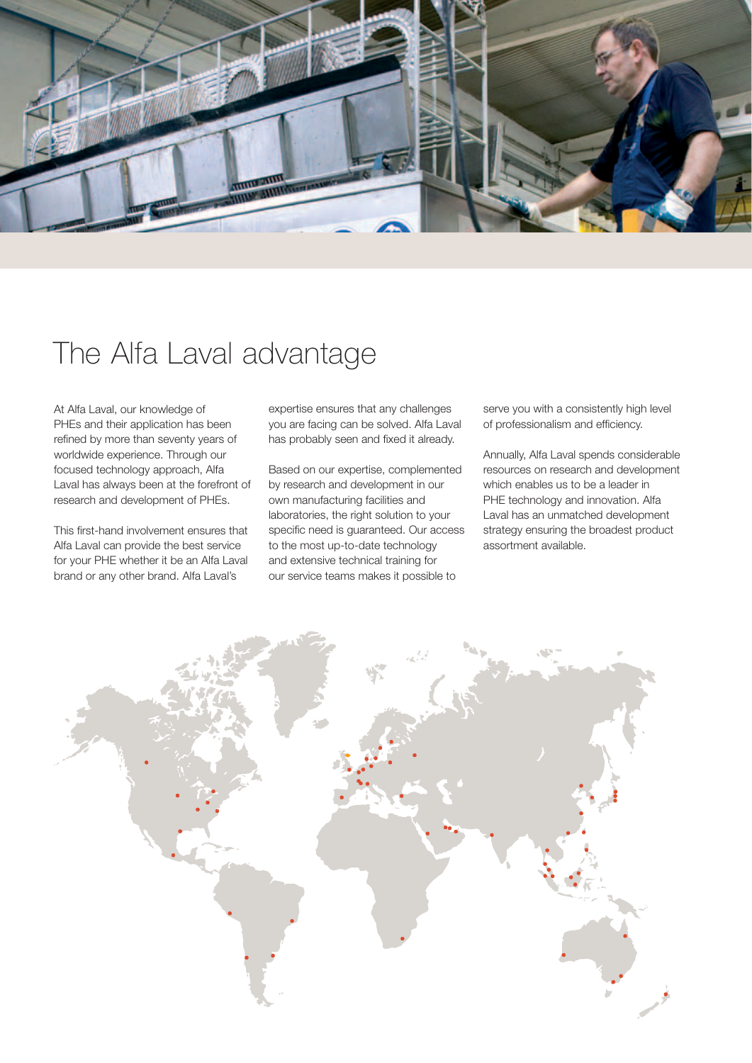# The Alfa Laval advantage

At Alfa Laval, our knowledge of PHEs and their application has been refined by more than seventy years of worldwide experience. Through our focused technology approach, Alfa Laval has always been at the forefront of research and development of PHEs.

This first-hand involvement ensures that Alfa Laval can provide the best service for your PHE whether it be an Alfa Laval brand or any other brand. Alfa Laval's expertise ensures that any challenges you are facing can be solved. Alfa Laval has probably seen and fixed it already.

Based on our expertise, complemented by research and development in our own manufacturing facilities and laboratories, the right solution to your specific need is guaranteed. Our access to the most up-to-date technology and extensive technical training for our service teams makes it possible to serve you with a consistently high level of professionalism and efficiency.

Annually, Alfa Laval spends considerable resources on research and development which enables us to be a leader in PHE technology and innovation. Alfa Laval has an unmatched development strategy ensuring the broadest product assortment available.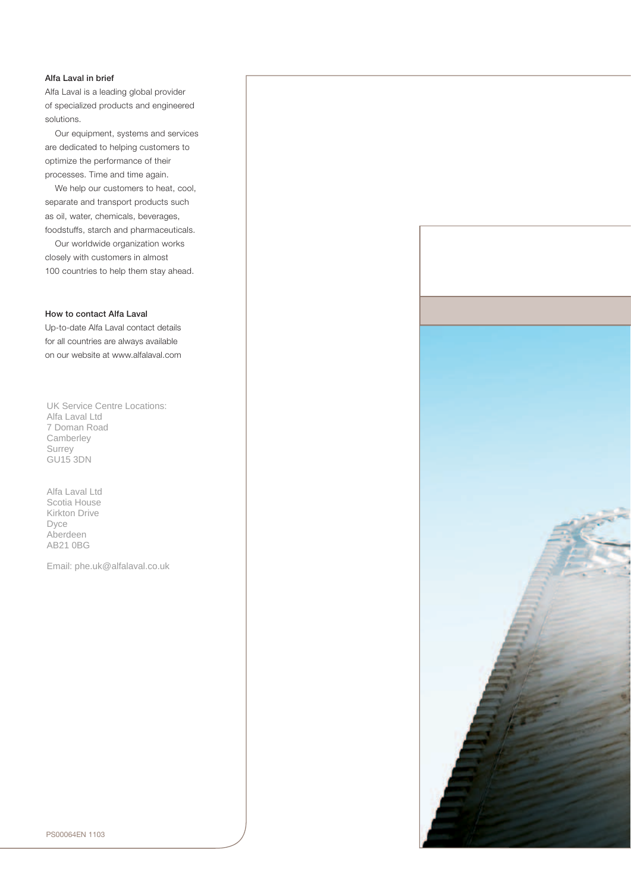### Alfa Laval in brief

Alfa Laval is a leading global provider of specialized products and engineered solutions.

Our equipment, systems and services are dedicated to helping customers to optimize the performance of their processes. Time and time again.

We help our customers to heat, cool, separate and transport products such as oil, water, chemicals, beverages, foodstuffs, starch and pharmaceuticals.

Our worldwide organization works closely with customers in almost 100 countries to help them stay ahead.

### How to contact Alfa Laval

Up-to-date Alfa Laval contact details for all countries are always available on our website at www.alfalaval.com

UK Service Centre Locations:
Alfa Laval Ltd
7 Doman Road
Camberley
Surrey
GU15 3DN

Alfa Laval Ltd
Scotia House
Kirkton Drive
Dyce
Aberdeen
AB21 0BG

Email: phe.uk@alfalaval.co.uk

PS00064EN 1103